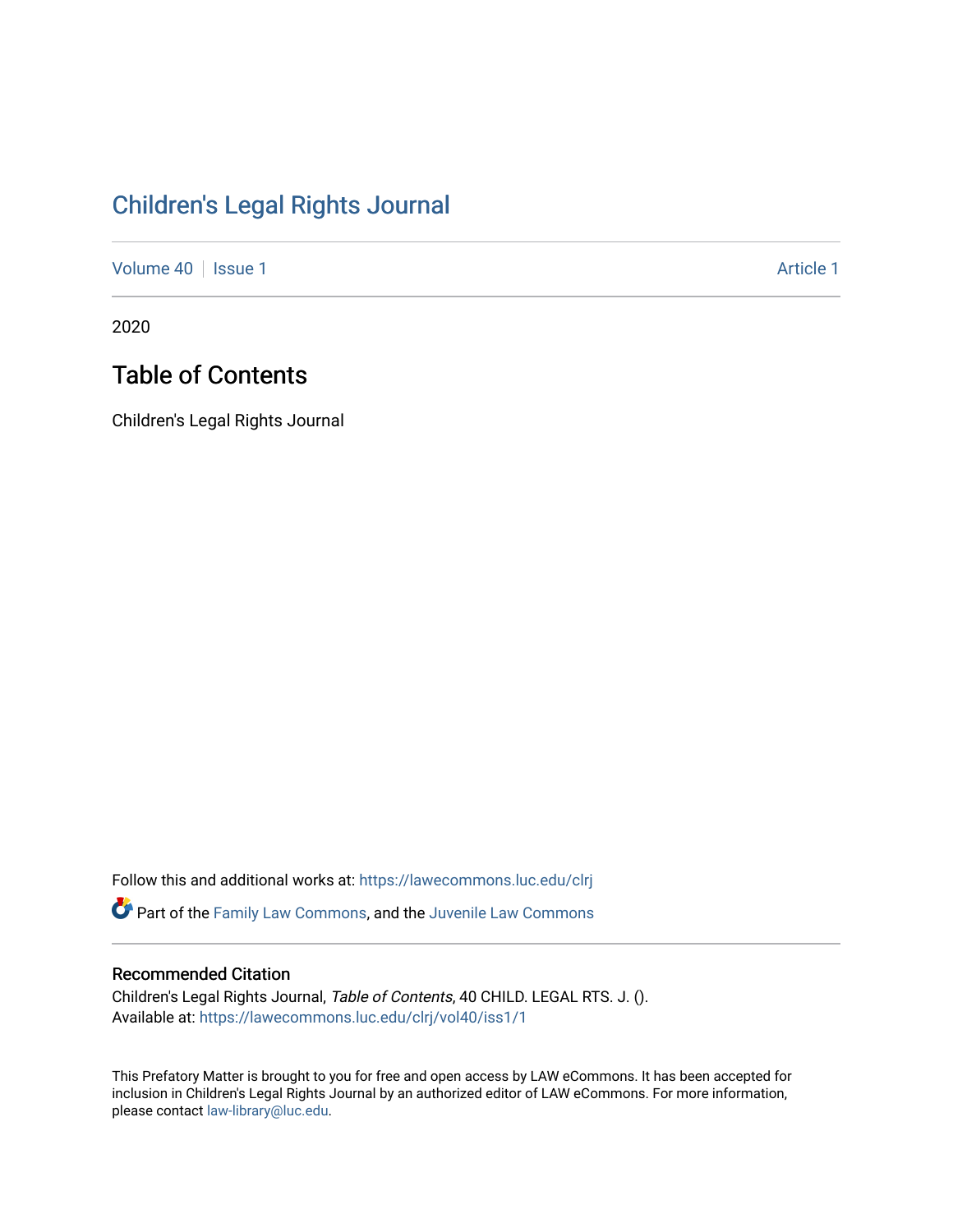# Children's Legal Rights Journal

Volume 40 | Issue 1 Article 1

2020

## Table of Contents

Children's Legal Rights Journal

Follow this and additional works at: https://lawecommons.luc.edu/clrj

Part of the Family Law Commons, and the Juvenile Law Commons

### Recommended Citation

Children's Legal Rights Journal, *Table of Contents*, 40 CHILD. LEGAL RTS. J. ().
Available at: https://lawecommons.luc.edu/clrj/vol40/iss1/1

This Prefatory Matter is brought to you for free and open access by LAW eCommons. It has been accepted for inclusion in Children's Legal Rights Journal by an authorized editor of LAW eCommons. For more information, please contact law-library@luc.edu.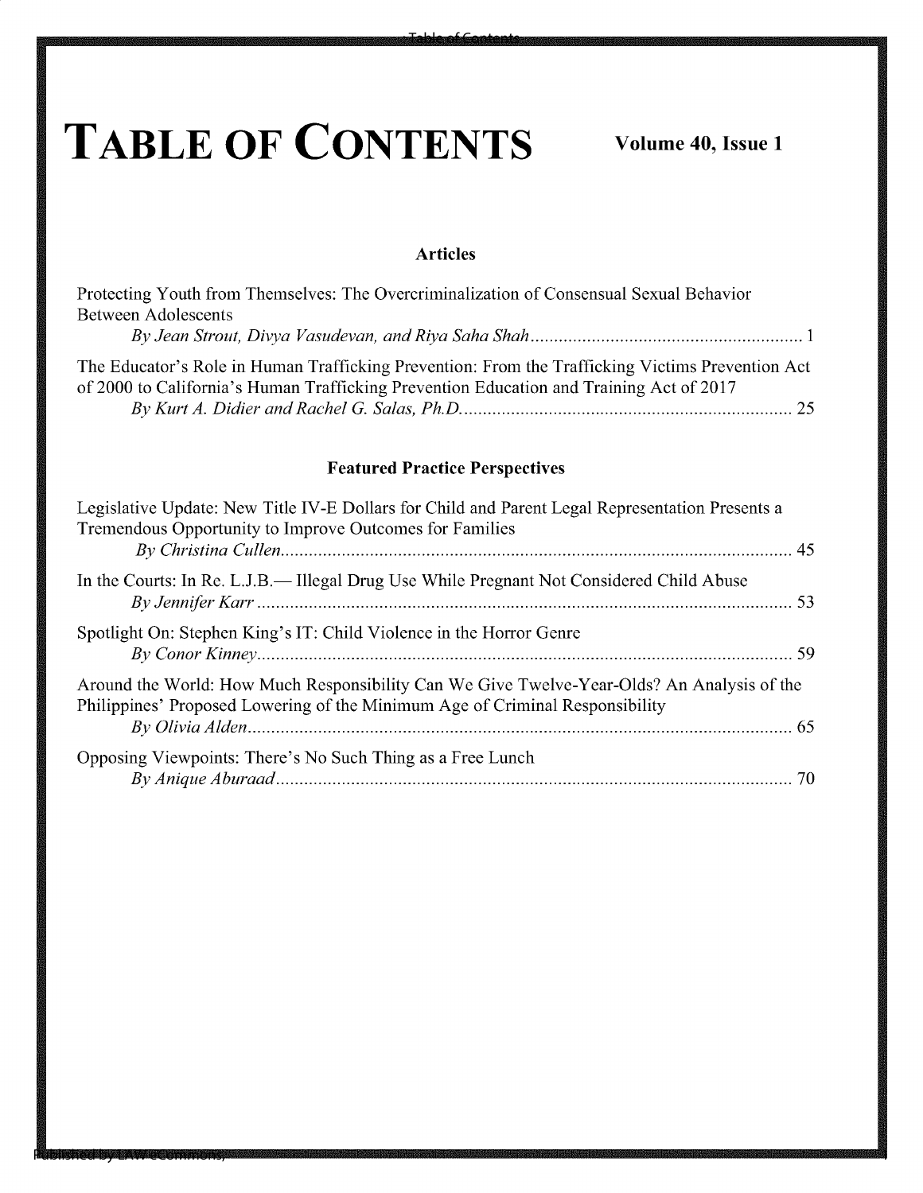# TABLE OF CONTENTS

**Volume 40, Issue 1**

## Articles

Protecting Youth from Themselves: The Overcriminalization of Consensual Sexual Behavior Between Adolescents
*By Jean Strout, Divya Vasudevan, and Riya Saha Shah* ........................................................ 1

The Educator's Role in Human Trafficking Prevention: From the Trafficking Victims Prevention Act of 2000 to California's Human Trafficking Prevention Education and Training Act of 2017
*By Kurt A. Didier and Rachel G. Salas, Ph.D.* ........................................................ 25

## Featured Practice Perspectives

Legislative Update: New Title IV-E Dollars for Child and Parent Legal Representation Presents a Tremendous Opportunity to Improve Outcomes for Families
*By Christina Cullen* ........................................................ 45

In the Courts: In Re. L.J.B.— Illegal Drug Use While Pregnant Not Considered Child Abuse
*By Jennifer Karr* ........................................................ 53

Spotlight On: Stephen King's IT: Child Violence in the Horror Genre
*By Conor Kinney* ........................................................ 59

Around the World: How Much Responsibility Can We Give Twelve-Year-Olds? An Analysis of the Philippines' Proposed Lowering of the Minimum Age of Criminal Responsibility
*By Olivia Alden* ........................................................ 65

Opposing Viewpoints: There's No Such Thing as a Free Lunch
*By Anique Aburaad* ........................................................ 70